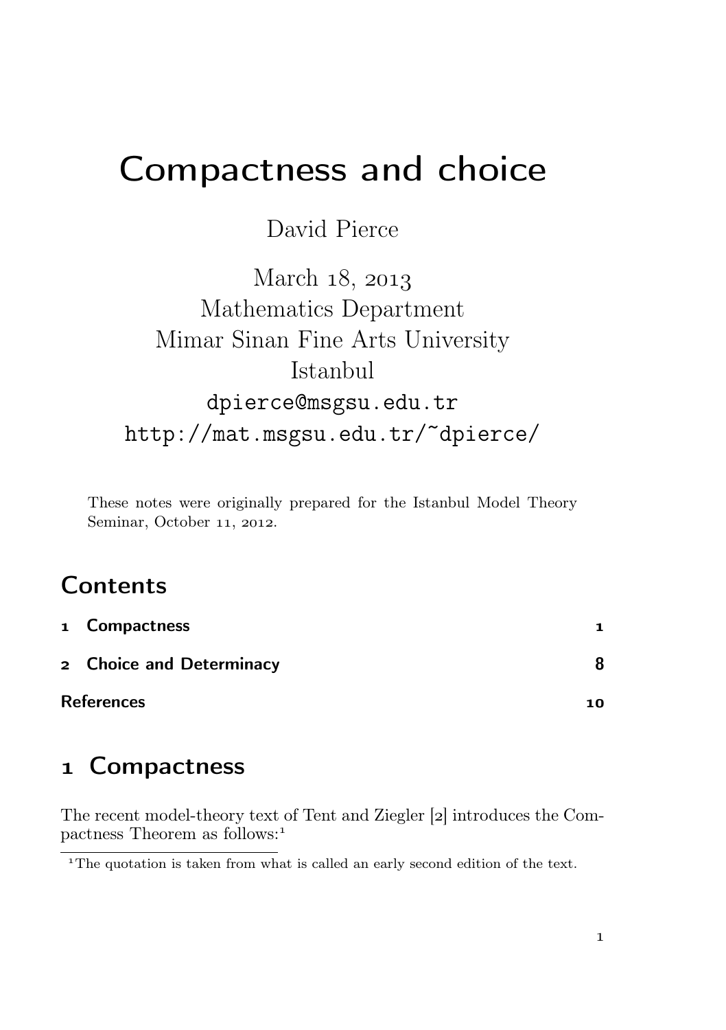# Compactness and choice

David Pierce

March 18, 2013
Mathematics Department
Mimar Sinan Fine Arts University
Istanbul
dpierce@msgsu.edu.tr
http://mat.msgsu.edu.tr/~dpierce/

These notes were originally prepared for the Istanbul Model Theory Seminar, October 11, 2012.

## Contents

| | |
|---|---|
| 1 Compactness | 1 |
| 2 Choice and Determinacy | 8 |
| References | 10 |

## 1 Compactness

The recent model-theory text of Tent and Ziegler [2] introduces the Compactness Theorem as follows:[1]

[1] The quotation is taken from what is called an early second edition of the text.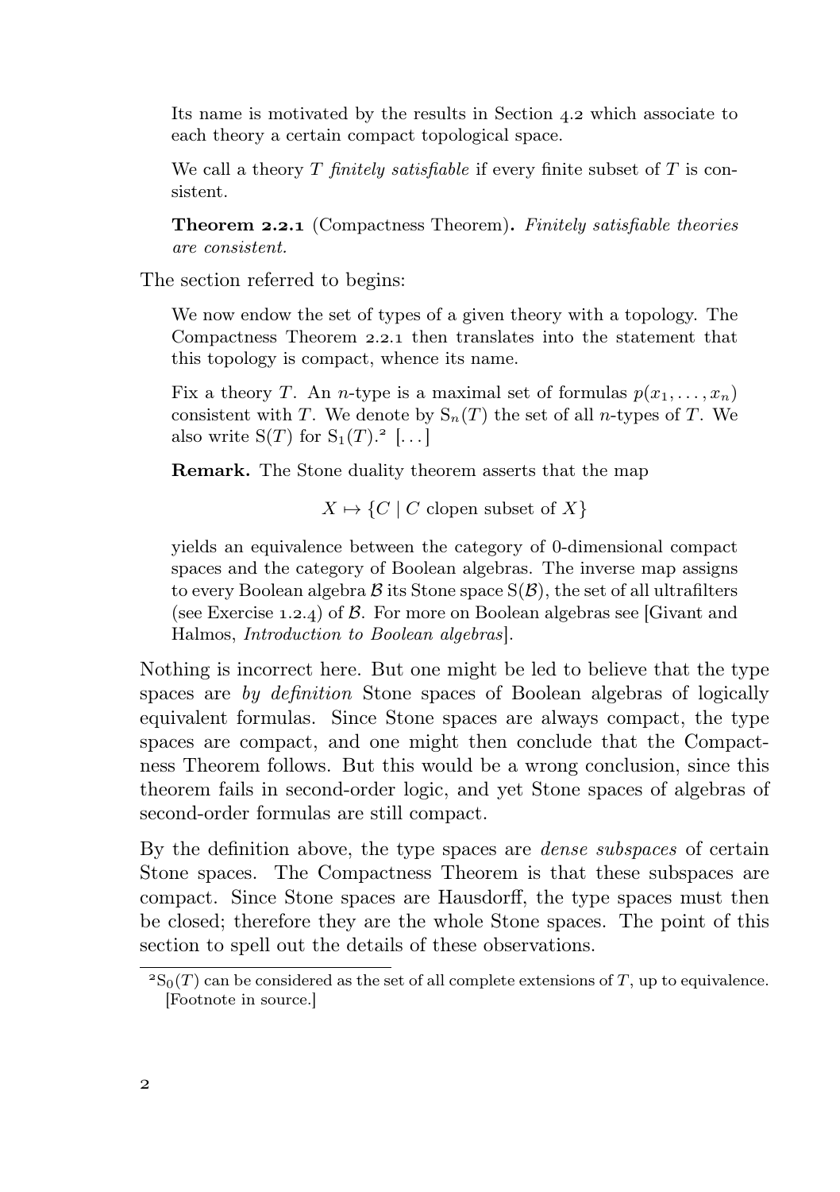> Its name is motivated by the results in Section 4.2 which associate to each theory a certain compact topological space.
>
> We call a theory $T$ *finitely satisfiable* if every finite subset of $T$ is consistent.
>
> **Theorem 2.2.1** (Compactness Theorem)**.** *Finitely satisfiable theories are consistent.*

The section referred to begins:

> We now endow the set of types of a given theory with a topology. The Compactness Theorem 2.2.1 then translates into the statement that this topology is compact, whence its name.
>
> Fix a theory $T$. An $n$-type is a maximal set of formulas $p(x_1, \ldots, x_n)$ consistent with $T$. We denote by $\mathrm{S}_n(T)$ the set of all $n$-types of $T$. We also write $\mathrm{S}(T)$ for $\mathrm{S}_1(T)$.[2] [...]
>
> **Remark.** The Stone duality theorem asserts that the map
>
> $$X \mapsto \{C \mid C \text{ clopen subset of } X\}$$
>
> yields an equivalence between the category of 0-dimensional compact spaces and the category of Boolean algebras. The inverse map assigns to every Boolean algebra $\mathcal{B}$ its Stone space $\mathrm{S}(\mathcal{B})$, the set of all ultrafilters (see Exercise 1.2.4) of $\mathcal{B}$. For more on Boolean algebras see [Givant and Halmos, *Introduction to Boolean algebras*].

Nothing is incorrect here. But one might be led to believe that the type spaces are *by definition* Stone spaces of Boolean algebras of logically equivalent formulas. Since Stone spaces are always compact, the type spaces are compact, and one might then conclude that the Compactness Theorem follows. But this would be a wrong conclusion, since this theorem fails in second-order logic, and yet Stone spaces of algebras of second-order formulas are still compact.

By the definition above, the type spaces are *dense subspaces* of certain Stone spaces. The Compactness Theorem is that these subspaces are compact. Since Stone spaces are Hausdorff, the type spaces must then be closed; therefore they are the whole Stone spaces. The point of this section to spell out the details of these observations.

[2] $\mathrm{S}_0(T)$ can be considered as the set of all complete extensions of $T$, up to equivalence. [Footnote in source.]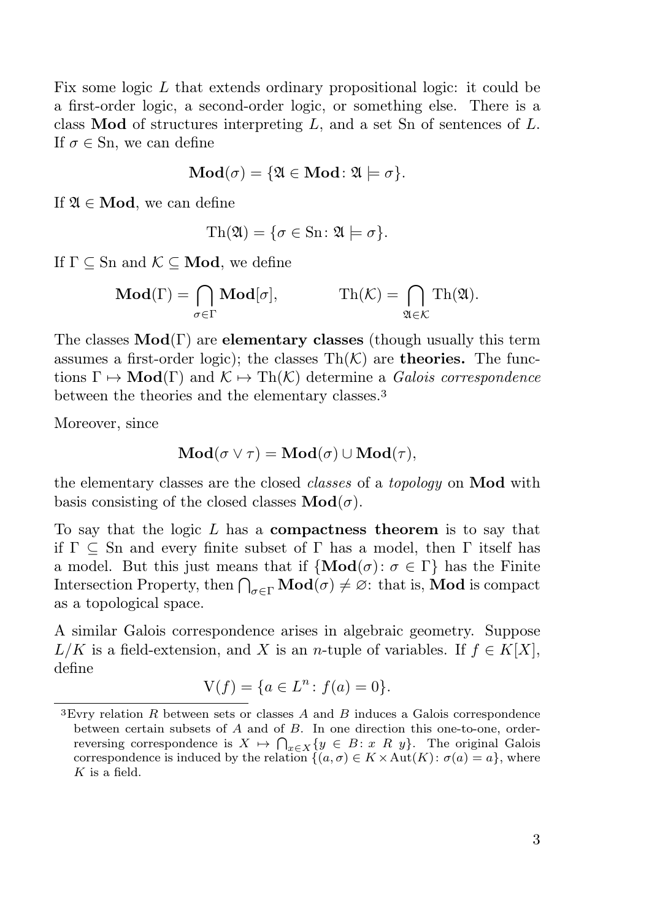Fix some logic $L$ that extends ordinary propositional logic: it could be a first-order logic, a second-order logic, or something else. There is a class $\mathbf{Mod}$ of structures interpreting $L$, and a set Sn of sentences of $L$. If $\sigma \in \mathrm{Sn}$, we can define

$$\mathbf{Mod}(\sigma) = \{\mathfrak{A} \in \mathbf{Mod} \colon \mathfrak{A} \models \sigma\}.$$

If $\mathfrak{A} \in \mathbf{Mod}$, we can define

$$\mathrm{Th}(\mathfrak{A}) = \{\sigma \in \mathrm{Sn} \colon \mathfrak{A} \models \sigma\}.$$

If $\Gamma \subseteq \mathrm{Sn}$ and $\mathcal{K} \subseteq \mathbf{Mod}$, we define

$$\mathbf{Mod}(\Gamma) = \bigcap_{\sigma \in \Gamma} \mathbf{Mod}[\sigma], \qquad \mathrm{Th}(\mathcal{K}) = \bigcap_{\mathfrak{A} \in \mathcal{K}} \mathrm{Th}(\mathfrak{A}).$$

The classes $\mathbf{Mod}(\Gamma)$ are **elementary classes** (though usually this term assumes a first-order logic); the classes $\mathrm{Th}(\mathcal{K})$ are **theories.** The functions $\Gamma \mapsto \mathbf{Mod}(\Gamma)$ and $\mathcal{K} \mapsto \mathrm{Th}(\mathcal{K})$ determine a *Galois correspondence* between the theories and the elementary classes.[3]

Moreover, since

$$\mathbf{Mod}(\sigma \vee \tau) = \mathbf{Mod}(\sigma) \cup \mathbf{Mod}(\tau),$$

the elementary classes are the closed *classes* of a *topology* on $\mathbf{Mod}$ with basis consisting of the closed classes $\mathbf{Mod}(\sigma)$.

To say that the logic $L$ has a **compactness theorem** is to say that if $\Gamma \subseteq \mathrm{Sn}$ and every finite subset of $\Gamma$ has a model, then $\Gamma$ itself has a model. But this just means that if $\{\mathbf{Mod}(\sigma) \colon \sigma \in \Gamma\}$ has the Finite Intersection Property, then $\bigcap_{\sigma \in \Gamma} \mathbf{Mod}(\sigma) \neq \varnothing$: that is, $\mathbf{Mod}$ is compact as a topological space.

A similar Galois correspondence arises in algebraic geometry. Suppose $L/K$ is a field-extension, and $X$ is an $n$-tuple of variables. If $f \in K[X]$, define

$$\mathrm{V}(f) = \{a \in L^n \colon f(a) = 0\}.$$

[3] Evry relation $R$ between sets or classes $A$ and $B$ induces a Galois correspondence between certain subsets of $A$ and of $B$. In one direction this one-to-one, order-reversing correspondence is $X \mapsto \bigcap_{x \in X} \{y \in B \colon x \mathrel{R} y\}$. The original Galois correspondence is induced by the relation $\{(a, \sigma) \in K \times \mathrm{Aut}(K) \colon \sigma(a) = a\}$, where $K$ is a field.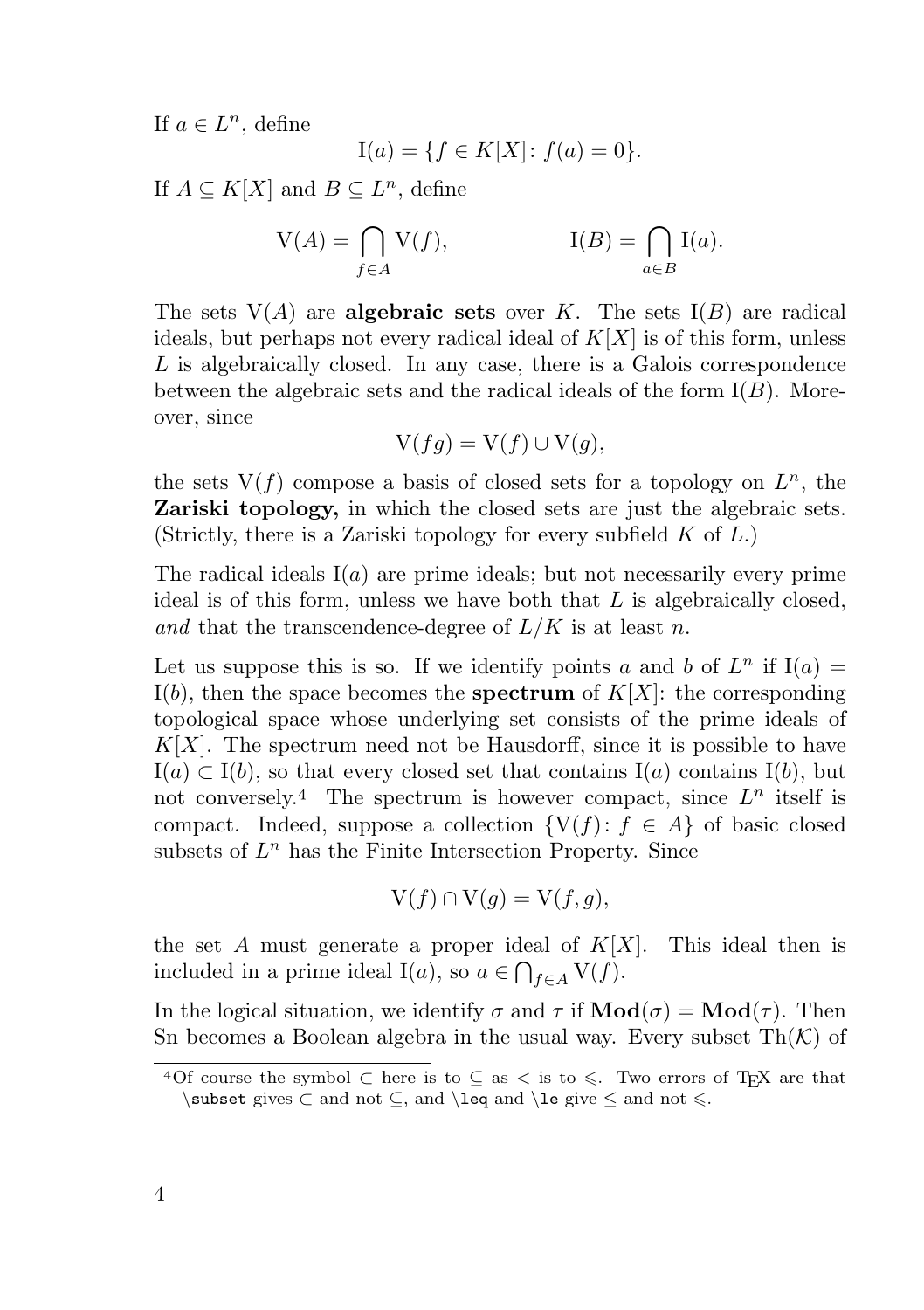If $a \in L^n$, define

$$\mathrm{I}(a) = \{f \in K[X] \colon f(a) = 0\}.$$

If $A \subseteq K[X]$ and $B \subseteq L^n$, define

$$\mathrm{V}(A) = \bigcap_{f \in A} \mathrm{V}(f), \qquad\qquad \mathrm{I}(B) = \bigcap_{a \in B} \mathrm{I}(a).$$

The sets $\mathrm{V}(A)$ are **algebraic sets** over $K$. The sets $\mathrm{I}(B)$ are radical ideals, but perhaps not every radical ideal of $K[X]$ is of this form, unless $L$ is algebraically closed. In any case, there is a Galois correspondence between the algebraic sets and the radical ideals of the form $\mathrm{I}(B)$. Moreover, since

$$\mathrm{V}(fg) = \mathrm{V}(f) \cup \mathrm{V}(g),$$

the sets $\mathrm{V}(f)$ compose a basis of closed sets for a topology on $L^n$, the **Zariski topology,** in which the closed sets are just the algebraic sets. (Strictly, there is a Zariski topology for every subfield $K$ of $L$.)

The radical ideals $\mathrm{I}(a)$ are prime ideals; but not necessarily every prime ideal is of this form, unless we have both that $L$ is algebraically closed, *and* that the transcendence-degree of $L/K$ is at least $n$.

Let us suppose this is so. If we identify points $a$ and $b$ of $L^n$ if $\mathrm{I}(a) = \mathrm{I}(b)$, then the space becomes the **spectrum** of $K[X]$: the corresponding topological space whose underlying set consists of the prime ideals of $K[X]$. The spectrum need not be Hausdorff, since it is possible to have $\mathrm{I}(a) \subset \mathrm{I}(b)$, so that every closed set that contains $\mathrm{I}(a)$ contains $\mathrm{I}(b)$, but not conversely.[4] The spectrum is however compact, since $L^n$ itself is compact. Indeed, suppose a collection $\{\mathrm{V}(f) \colon f \in A\}$ of basic closed subsets of $L^n$ has the Finite Intersection Property. Since

$$\mathrm{V}(f) \cap \mathrm{V}(g) = \mathrm{V}(f, g),$$

the set $A$ must generate a proper ideal of $K[X]$. This ideal then is included in a prime ideal $\mathrm{I}(a)$, so $a \in \bigcap_{f \in A} \mathrm{V}(f)$.

In the logical situation, we identify $\sigma$ and $\tau$ if $\mathbf{Mod}(\sigma) = \mathbf{Mod}(\tau)$. Then Sn becomes a Boolean algebra in the usual way. Every subset $\mathrm{Th}(\mathcal{K})$ of

---

[4] Of course the symbol $\subset$ here is to $\subseteq$ as $<$ is to $\leqslant$. Two errors of TEX are that `\subset` gives $\subset$ and not $\subseteq$, and `\leq` and `\le` give $\leq$ and not $\leqslant$.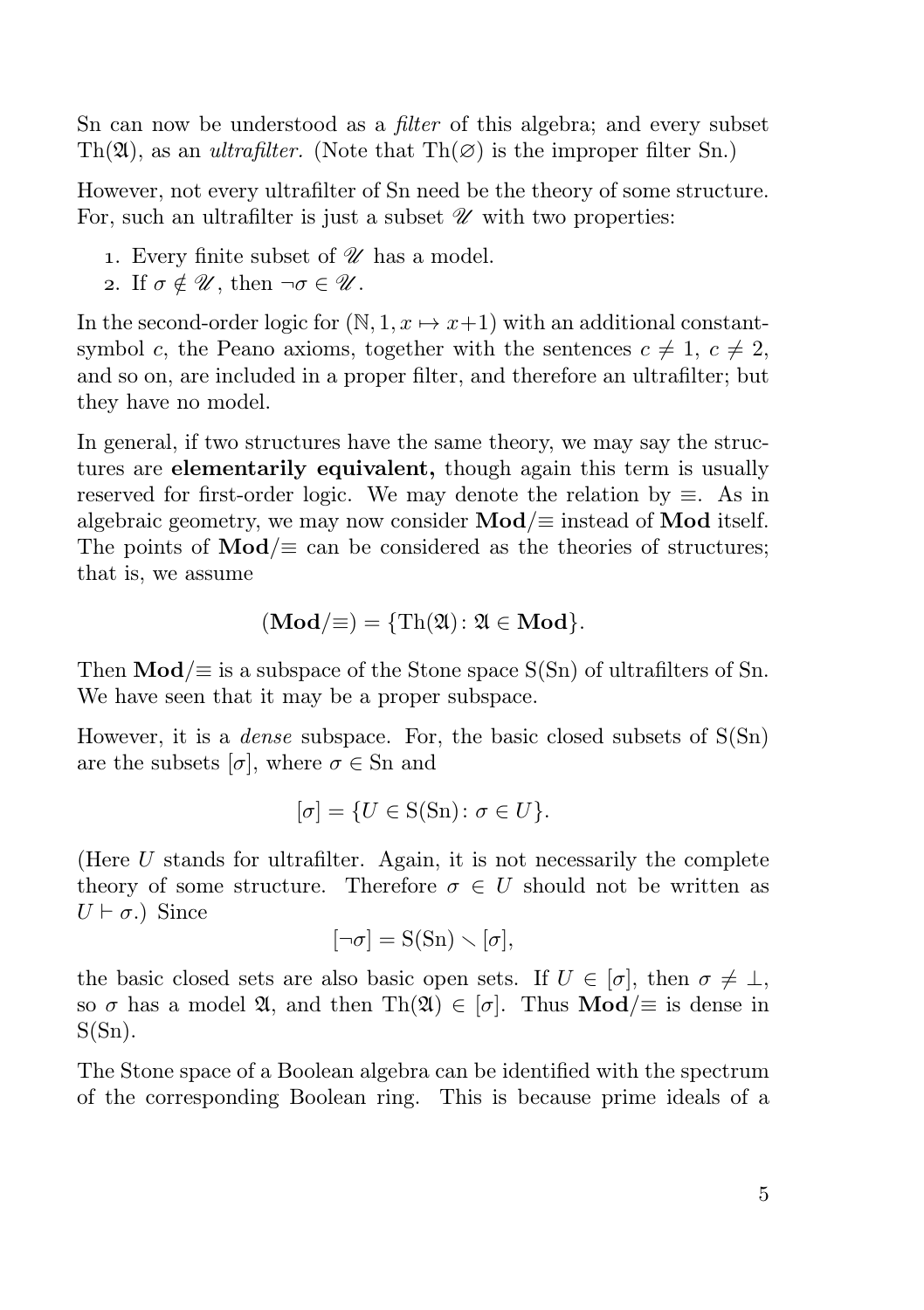Sn can now be understood as a *filter* of this algebra; and every subset $\mathrm{Th}(\mathfrak{A})$, as an *ultrafilter.* (Note that $\mathrm{Th}(\varnothing)$ is the improper filter Sn.)

However, not every ultrafilter of Sn need be the theory of some structure. For, such an ultrafilter is just a subset $\mathscr{U}$ with two properties:

1. Every finite subset of $\mathscr{U}$ has a model.
2. If $\sigma \notin \mathscr{U}$, then $\neg\sigma \in \mathscr{U}$.

In the second-order logic for $(\mathbb{N}, 1, x \mapsto x+1)$ with an additional constant-symbol $c$, the Peano axioms, together with the sentences $c \neq 1$, $c \neq 2$, and so on, are included in a proper filter, and therefore an ultrafilter; but they have no model.

In general, if two structures have the same theory, we may say the structures are **elementarily equivalent,** though again this term is usually reserved for first-order logic. We may denote the relation by $\equiv$. As in algebraic geometry, we may now consider $\mathbf{Mod}/{\equiv}$ instead of $\mathbf{Mod}$ itself. The points of $\mathbf{Mod}/{\equiv}$ can be considered as the theories of structures; that is, we assume

$$(\mathbf{Mod}/{\equiv}) = \{\mathrm{Th}(\mathfrak{A}) \colon \mathfrak{A} \in \mathbf{Mod}\}.$$

Then $\mathbf{Mod}/{\equiv}$ is a subspace of the Stone space $\mathrm{S}(\mathrm{Sn})$ of ultrafilters of Sn. We have seen that it may be a proper subspace.

However, it is a *dense* subspace. For, the basic closed subsets of $\mathrm{S}(\mathrm{Sn})$ are the subsets $[\sigma]$, where $\sigma \in \mathrm{Sn}$ and

$$[\sigma] = \{U \in \mathrm{S}(\mathrm{Sn}) \colon \sigma \in U\}.$$

(Here $U$ stands for ultrafilter. Again, it is not necessarily the complete theory of some structure. Therefore $\sigma \in U$ should not be written as $U \vdash \sigma$.) Since

$$[\neg\sigma] = \mathrm{S}(\mathrm{Sn}) \smallsetminus [\sigma],$$

the basic closed sets are also basic open sets. If $U \in [\sigma]$, then $\sigma \neq \bot$, so $\sigma$ has a model $\mathfrak{A}$, and then $\mathrm{Th}(\mathfrak{A}) \in [\sigma]$. Thus $\mathbf{Mod}/{\equiv}$ is dense in $\mathrm{S}(\mathrm{Sn})$.

The Stone space of a Boolean algebra can be identified with the spectrum of the corresponding Boolean ring. This is because prime ideals of a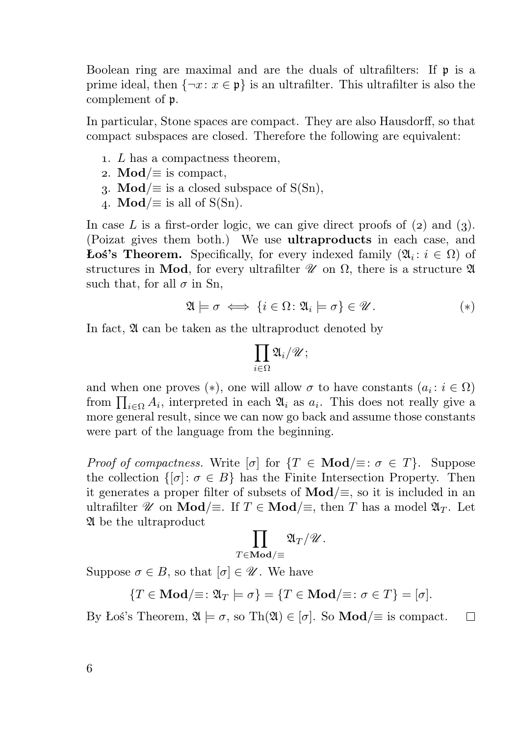Boolean ring are maximal and are the duals of ultrafilters: If $\mathfrak{p}$ is a prime ideal, then $\{\neg x \colon x \in \mathfrak{p}\}$ is an ultrafilter. This ultrafilter is also the complement of $\mathfrak{p}$.

In particular, Stone spaces are compact. They are also Hausdorff, so that compact subspaces are closed. Therefore the following are equivalent:

1. $L$ has a compactness theorem,
2. $\mathbf{Mod}/{\equiv}$ is compact,
3. $\mathbf{Mod}/{\equiv}$ is a closed subspace of $\mathrm{S}(\mathrm{Sn})$,
4. $\mathbf{Mod}/{\equiv}$ is all of $\mathrm{S}(\mathrm{Sn})$.

In case $L$ is a first-order logic, we can give direct proofs of (2) and (3). (Poizat gives them both.) We use **ultraproducts** in each case, and **Łoś's Theorem.** Specifically, for every indexed family $(\mathfrak{A}_i \colon i \in \Omega)$ of structures in $\mathbf{Mod}$, for every ultrafilter $\mathscr{U}$ on $\Omega$, there is a structure $\mathfrak{A}$ such that, for all $\sigma$ in Sn,

$$\mathfrak{A} \models \sigma \iff \{i \in \Omega \colon \mathfrak{A}_i \models \sigma\} \in \mathscr{U}. \qquad (*)$$

In fact, $\mathfrak{A}$ can be taken as the ultraproduct denoted by

$$\prod_{i \in \Omega} \mathfrak{A}_i / \mathscr{U};$$

and when one proves $(*)$, one will allow $\sigma$ to have constants $(a_i \colon i \in \Omega)$ from $\prod_{i \in \Omega} A_i$, interpreted in each $\mathfrak{A}_i$ as $a_i$. This does not really give a more general result, since we can now go back and assume those constants were part of the language from the beginning.

*Proof of compactness.* Write $[\sigma]$ for $\{T \in \mathbf{Mod}/{\equiv} \colon \sigma \in T\}$. Suppose the collection $\{[\sigma] \colon \sigma \in B\}$ has the Finite Intersection Property. Then it generates a proper filter of subsets of $\mathbf{Mod}/{\equiv}$, so it is included in an ultrafilter $\mathscr{U}$ on $\mathbf{Mod}/{\equiv}$. If $T \in \mathbf{Mod}/{\equiv}$, then $T$ has a model $\mathfrak{A}_T$. Let $\mathfrak{A}$ be the ultraproduct

$$\prod_{T \in \mathbf{Mod}/\equiv} \mathfrak{A}_T / \mathscr{U}.$$

Suppose $\sigma \in B$, so that $[\sigma] \in \mathscr{U}$. We have

$$\{T \in \mathbf{Mod}/{\equiv} \colon \mathfrak{A}_T \models \sigma\} = \{T \in \mathbf{Mod}/{\equiv} \colon \sigma \in T\} = [\sigma].$$

By Łoś's Theorem, $\mathfrak{A} \models \sigma$, so $\mathrm{Th}(\mathfrak{A}) \in [\sigma]$. So $\mathbf{Mod}/{\equiv}$ is compact. $\square$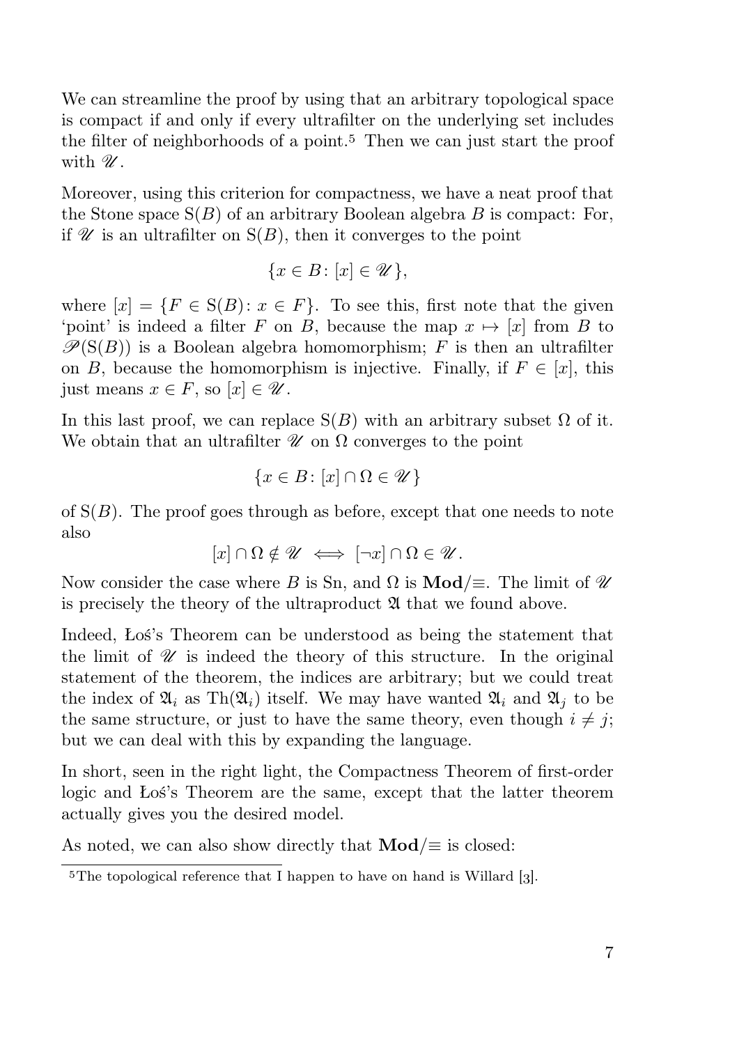We can streamline the proof by using that an arbitrary topological space is compact if and only if every ultrafilter on the underlying set includes the filter of neighborhoods of a point.[5] Then we can just start the proof with $\mathscr{U}$.

Moreover, using this criterion for compactness, we have a neat proof that the Stone space $\mathrm{S}(B)$ of an arbitrary Boolean algebra $B$ is compact: For, if $\mathscr{U}$ is an ultrafilter on $\mathrm{S}(B)$, then it converges to the point

$$\{x \in B \colon [x] \in \mathscr{U}\},$$

where $[x] = \{F \in \mathrm{S}(B) \colon x \in F\}$. To see this, first note that the given 'point' is indeed a filter $F$ on $B$, because the map $x \mapsto [x]$ from $B$ to $\mathscr{P}(\mathrm{S}(B))$ is a Boolean algebra homomorphism; $F$ is then an ultrafilter on $B$, because the homomorphism is injective. Finally, if $F \in [x]$, this just means $x \in F$, so $[x] \in \mathscr{U}$.

In this last proof, we can replace $\mathrm{S}(B)$ with an arbitrary subset $\Omega$ of it. We obtain that an ultrafilter $\mathscr{U}$ on $\Omega$ converges to the point

$$\{x \in B \colon [x] \cap \Omega \in \mathscr{U}\}$$

of $\mathrm{S}(B)$. The proof goes through as before, except that one needs to note also

$$[x] \cap \Omega \notin \mathscr{U} \iff [\neg x] \cap \Omega \in \mathscr{U}.$$

Now consider the case where $B$ is Sn, and $\Omega$ is $\mathbf{Mod}/{\equiv}$. The limit of $\mathscr{U}$ is precisely the theory of the ultraproduct $\mathfrak{A}$ that we found above.

Indeed, Łoś's Theorem can be understood as being the statement that the limit of $\mathscr{U}$ is indeed the theory of this structure. In the original statement of the theorem, the indices are arbitrary; but we could treat the index of $\mathfrak{A}_i$ as $\mathrm{Th}(\mathfrak{A}_i)$ itself. We may have wanted $\mathfrak{A}_i$ and $\mathfrak{A}_j$ to be the same structure, or just to have the same theory, even though $i \neq j$; but we can deal with this by expanding the language.

In short, seen in the right light, the Compactness Theorem of first-order logic and Łoś's Theorem are the same, except that the latter theorem actually gives you the desired model.

As noted, we can also show directly that $\mathbf{Mod}/{\equiv}$ is closed:

[5] The topological reference that I happen to have on hand is Willard [3].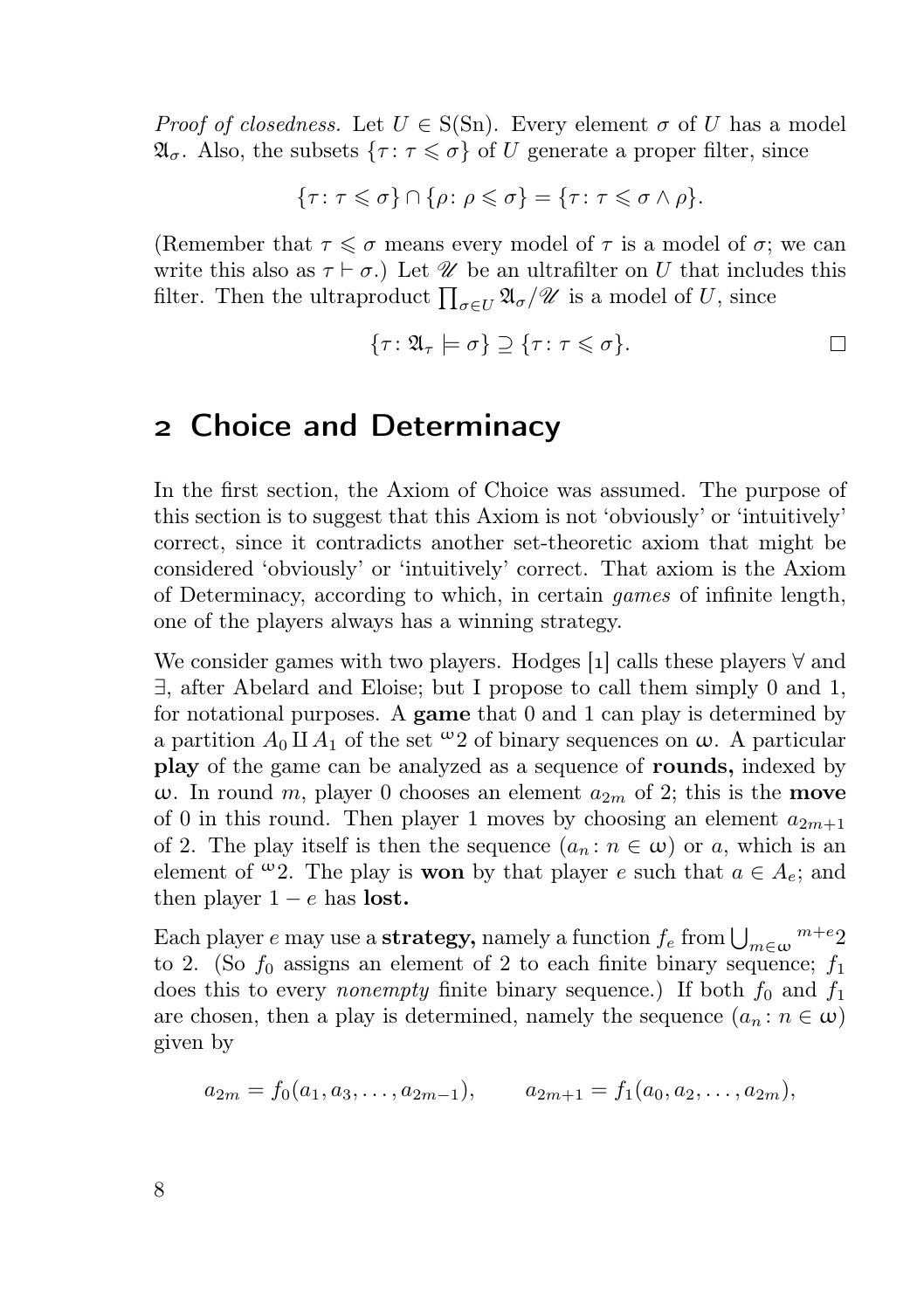*Proof of closedness.* Let $U \in \mathrm{S}(\mathrm{Sn})$. Every element $\sigma$ of $U$ has a model $\mathfrak{A}_\sigma$. Also, the subsets $\{\tau \colon \tau \leqslant \sigma\}$ of $U$ generate a proper filter, since

$$\{\tau \colon \tau \leqslant \sigma\} \cap \{\rho \colon \rho \leqslant \sigma\} = \{\tau \colon \tau \leqslant \sigma \wedge \rho\}.$$

(Remember that $\tau \leqslant \sigma$ means every model of $\tau$ is a model of $\sigma$; we can write this also as $\tau \vdash \sigma$.) Let $\mathscr{U}$ be an ultrafilter on $U$ that includes this filter. Then the ultraproduct $\prod_{\sigma \in U} \mathfrak{A}_\sigma / \mathscr{U}$ is a model of $U$, since

$$\{\tau \colon \mathfrak{A}_\tau \models \sigma\} \supseteq \{\tau \colon \tau \leqslant \sigma\}.$$

□

## 2 Choice and Determinacy

In the first section, the Axiom of Choice was assumed. The purpose of this section is to suggest that this Axiom is not 'obviously' or 'intuitively' correct, since it contradicts another set-theoretic axiom that might be considered 'obviously' or 'intuitively' correct. That axiom is the Axiom of Determinacy, according to which, in certain *games* of infinite length, one of the players always has a winning strategy.

We consider games with two players. Hodges [1] calls these players $\forall$ and $\exists$, after Abelard and Eloise; but I propose to call them simply 0 and 1, for notational purposes. A **game** that 0 and 1 can play is determined by a partition $A_0 \amalg A_1$ of the set ${}^{\omega}2$ of binary sequences on $\omega$. A particular **play** of the game can be analyzed as a sequence of **rounds,** indexed by $\omega$. In round $m$, player 0 chooses an element $a_{2m}$ of 2; this is the **move** of 0 in this round. Then player 1 moves by choosing an element $a_{2m+1}$ of 2. The play itself is then the sequence $(a_n \colon n \in \omega)$ or $a$, which is an element of ${}^{\omega}2$. The play is **won** by that player $e$ such that $a \in A_e$; and then player $1 - e$ has **lost.**

Each player $e$ may use a **strategy,** namely a function $f_e$ from $\bigcup_{m \in \omega} {}^{m+e}2$ to 2. (So $f_0$ assigns an element of 2 to each finite binary sequence; $f_1$ does this to every *nonempty* finite binary sequence.) If both $f_0$ and $f_1$ are chosen, then a play is determined, namely the sequence $(a_n \colon n \in \omega)$ given by

$$a_{2m} = f_0(a_1, a_3, \ldots, a_{2m-1}), \qquad a_{2m+1} = f_1(a_0, a_2, \ldots, a_{2m}),$$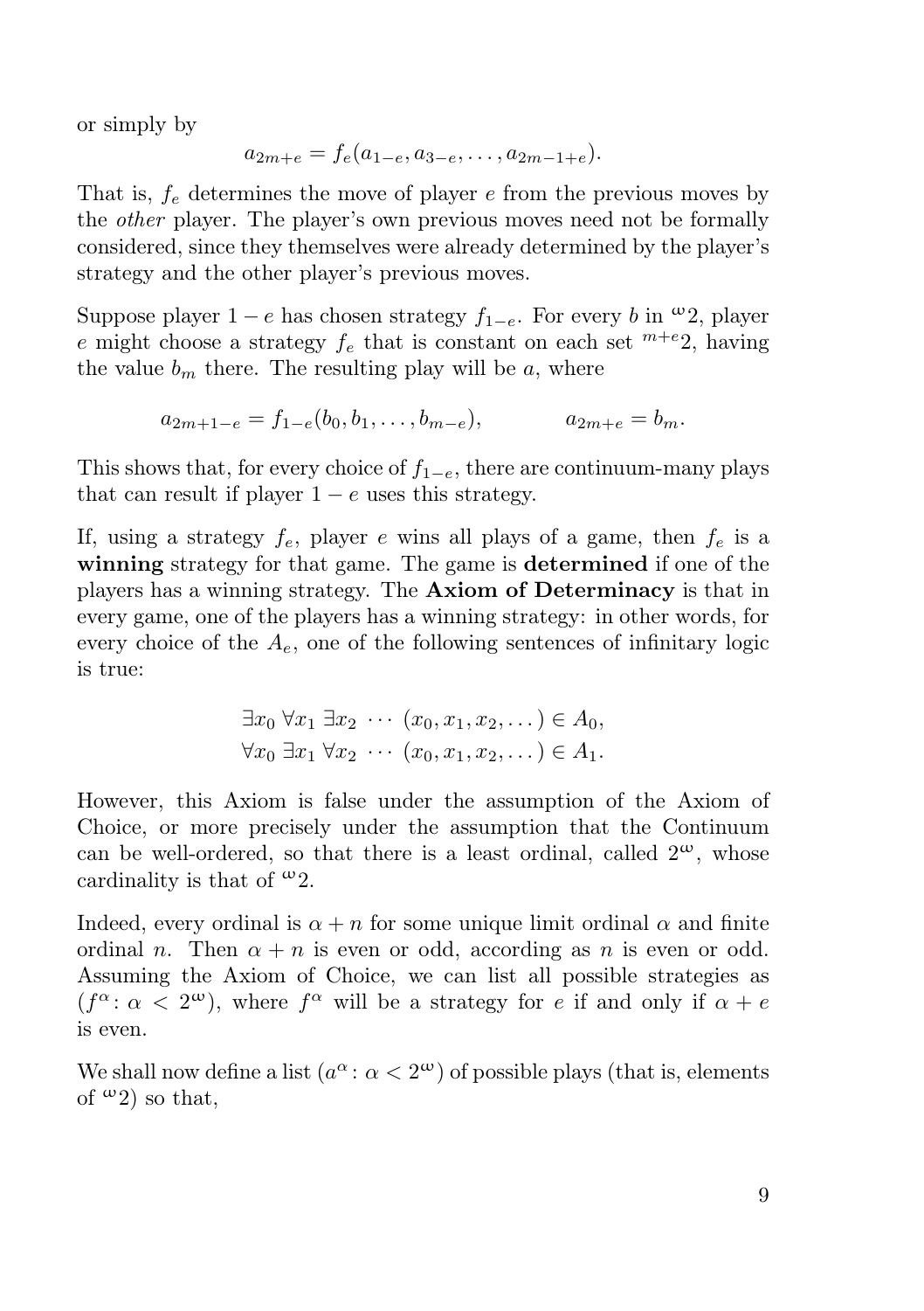or simply by

$$a_{2m+e} = f_e(a_{1-e}, a_{3-e}, \dots, a_{2m-1+e}).$$

That is, $f_e$ determines the move of player $e$ from the previous moves by the *other* player. The player's own previous moves need not be formally considered, since they themselves were already determined by the player's strategy and the other player's previous moves.

Suppose player $1-e$ has chosen strategy $f_{1-e}$. For every $b$ in ${}^{\omega}2$, player $e$ might choose a strategy $f_e$ that is constant on each set ${}^{m+e}2$, having the value $b_m$ there. The resulting play will be $a$, where

$$a_{2m+1-e} = f_{1-e}(b_0, b_1, \dots, b_{m-e}), \qquad\qquad a_{2m+e} = b_m.$$

This shows that, for every choice of $f_{1-e}$, there are continuum-many plays that can result if player $1-e$ uses this strategy.

If, using a strategy $f_e$, player $e$ wins all plays of a game, then $f_e$ is a **winning** strategy for that game. The game is **determined** if one of the players has a winning strategy. The **Axiom of Determinacy** is that in every game, one of the players has a winning strategy: in other words, for every choice of the $A_e$, one of the following sentences of infinitary logic is true:

$$\exists x_0\ \forall x_1\ \exists x_2\ \cdots\ (x_0, x_1, x_2, \dots) \in A_0,$$
$$\forall x_0\ \exists x_1\ \forall x_2\ \cdots\ (x_0, x_1, x_2, \dots) \in A_1.$$

However, this Axiom is false under the assumption of the Axiom of Choice, or more precisely under the assumption that the Continuum can be well-ordered, so that there is a least ordinal, called $2^{\omega}$, whose cardinality is that of ${}^{\omega}2$.

Indeed, every ordinal is $\alpha + n$ for some unique limit ordinal $\alpha$ and finite ordinal $n$. Then $\alpha + n$ is even or odd, according as $n$ is even or odd. Assuming the Axiom of Choice, we can list all possible strategies as $(f^{\alpha} \colon \alpha < 2^{\omega})$, where $f^{\alpha}$ will be a strategy for $e$ if and only if $\alpha + e$ is even.

We shall now define a list $(a^{\alpha} \colon \alpha < 2^{\omega})$ of possible plays (that is, elements of ${}^{\omega}2$) so that,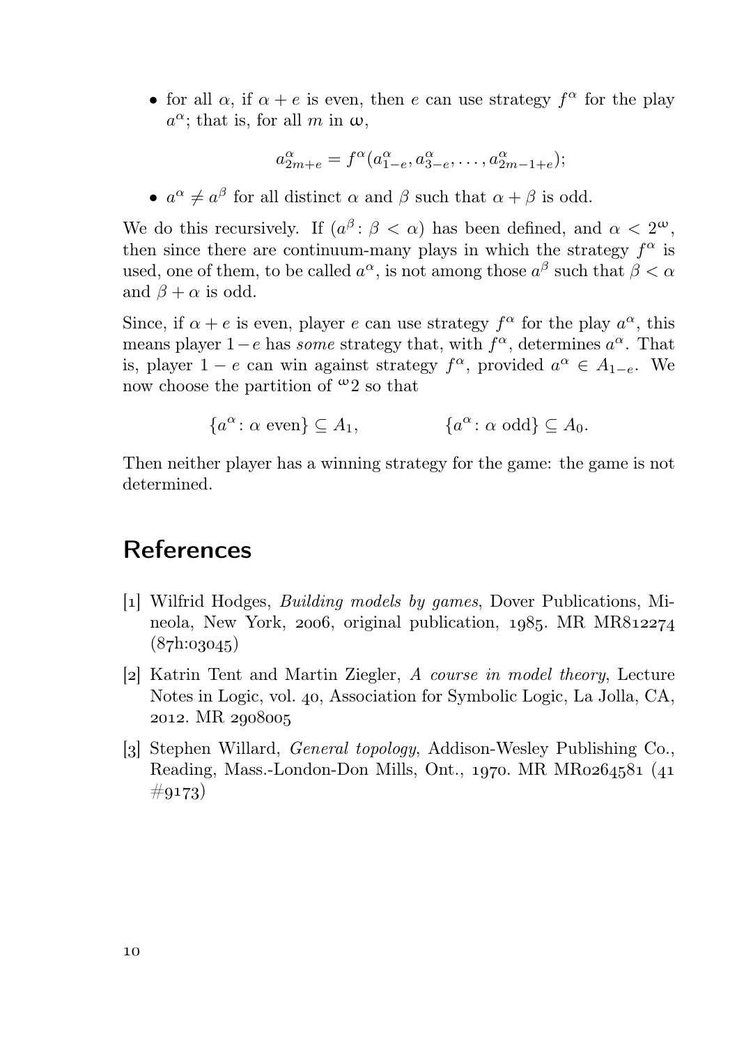- for all $\alpha$, if $\alpha + e$ is even, then $e$ can use strategy $f^\alpha$ for the play $a^\alpha$; that is, for all $m$ in $\omega$,

$$a^\alpha_{2m+e} = f^\alpha(a^\alpha_{1-e}, a^\alpha_{3-e}, \dots, a^\alpha_{2m-1+e});$$

- $a^\alpha \neq a^\beta$ for all distinct $\alpha$ and $\beta$ such that $\alpha + \beta$ is odd.

We do this recursively. If $(a^\beta \colon \beta < \alpha)$ has been defined, and $\alpha < 2^\omega$, then since there are continuum-many plays in which the strategy $f^\alpha$ is used, one of them, to be called $a^\alpha$, is not among those $a^\beta$ such that $\beta < \alpha$ and $\beta + \alpha$ is odd.

Since, if $\alpha + e$ is even, player $e$ can use strategy $f^\alpha$ for the play $a^\alpha$, this means player $1-e$ has *some* strategy that, with $f^\alpha$, determines $a^\alpha$. That is, player $1 - e$ can win against strategy $f^\alpha$, provided $a^\alpha \in A_{1-e}$. We now choose the partition of ${}^\omega 2$ so that

$$\{a^\alpha \colon \alpha \text{ even}\} \subseteq A_1, \qquad\qquad \{a^\alpha \colon \alpha \text{ odd}\} \subseteq A_0.$$

Then neither player has a winning strategy for the game: the game is not determined.

## References

[1] Wilfrid Hodges, *Building models by games*, Dover Publications, Mineola, New York, 2006, original publication, 1985. MR MR812274 (87h:03045)

[2] Katrin Tent and Martin Ziegler, *A course in model theory*, Lecture Notes in Logic, vol. 40, Association for Symbolic Logic, La Jolla, CA, 2012. MR 2908005

[3] Stephen Willard, *General topology*, Addison-Wesley Publishing Co., Reading, Mass.-London-Don Mills, Ont., 1970. MR MR0264581 (41 #9173)